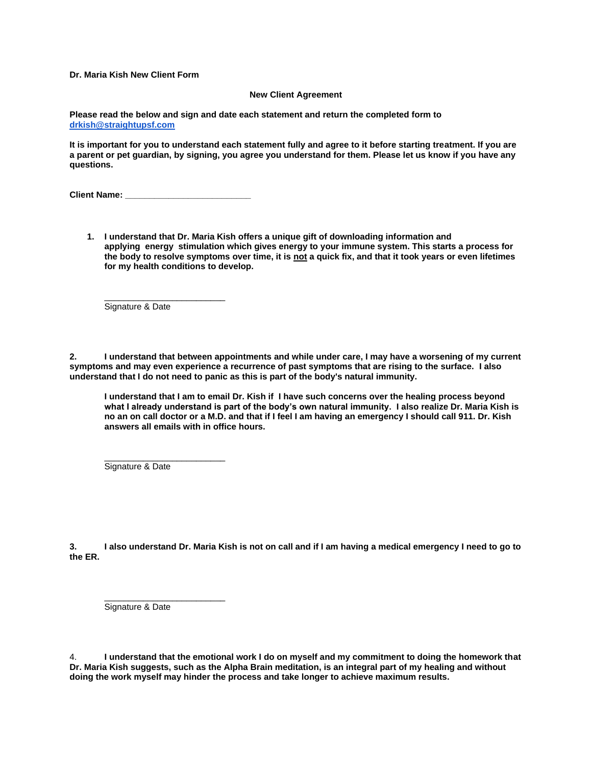**Dr. Maria Kish New Client Form**

## New Client Agreement

**Please read the below and sign and date each statement and return the completed form to [drkish@straightupsf.com](mailto:drkish@straightupsf.com)**

**It is important for you to understand each statement fully and agree to it before starting treatment. If you are a parent or pet guardian, by signing, you agree you understand for them. Please let us know if you have any questions.**

**Client Name: ___________________________**

1. **I understand that Dr. Maria Kish offers a unique gift of downloading information and applying energy stimulation which gives energy to your immune system. This starts a process for the body to resolve symptoms over time, it is <u>not</u> a quick fix, and that it took years or even lifetimes for my health conditions to develop.**

   ___________________________
   Signature & Date

2. **I understand that between appointments and while under care, I may have a worsening of my current symptoms and may even experience a recurrence of past symptoms that are rising to the surface. I also understand that I do not need to panic as this is part of the body's natural immunity.**

   **I understand that I am to email Dr. Kish if I have such concerns over the healing process beyond what I already understand is part of the body's own natural immunity. I also realize Dr. Maria Kish is no an on call doctor or a M.D. and that if I feel I am having an emergency I should call 911. Dr. Kish answers all emails with in office hours.**

   ___________________________
   Signature & Date

3. **I also understand Dr. Maria Kish is not on call and if I am having a medical emergency I need to go to the ER.**

   ___________________________
   Signature & Date

4. **I understand that the emotional work I do on myself and my commitment to doing the homework that Dr. Maria Kish suggests, such as the Alpha Brain meditation, is an integral part of my healing and without doing the work myself may hinder the process and take longer to achieve maximum results.**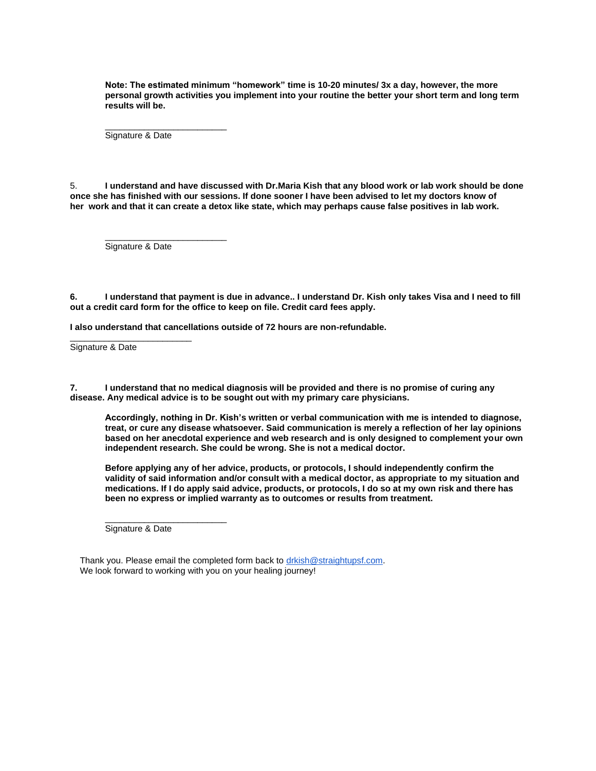**Note: The estimated minimum "homework" time is 10-20 minutes/ 3x a day, however, the more personal growth activities you implement into your routine the better your short term and long term results will be.**

_________________________
Signature & Date

5. **I understand and have discussed with Dr.Maria Kish that any blood work or lab work should be done once she has finished with our sessions. If done sooner I have been advised to let my doctors know of her work and that it can create a detox like state, which may perhaps cause false positives in lab work.**

_________________________
Signature & Date

**6. I understand that payment is due in advance.. I understand Dr. Kish only takes Visa and I need to fill out a credit card form for the office to keep on file. Credit card fees apply.**

**I also understand that cancellations outside of 72 hours are non-refundable.**

_________________________
Signature & Date

**7. I understand that no medical diagnosis will be provided and there is no promise of curing any disease. Any medical advice is to be sought out with my primary care physicians.**

**Accordingly, nothing in Dr. Kish's written or verbal communication with me is intended to diagnose, treat, or cure any disease whatsoever. Said communication is merely a reflection of her lay opinions based on her anecdotal experience and web research and is only designed to complement your own independent research. She could be wrong. She is not a medical doctor.**

**Before applying any of her advice, products, or protocols, I should independently confirm the validity of said information and/or consult with a medical doctor, as appropriate to my situation and medications. If I do apply said advice, products, or protocols, I do so at my own risk and there has been no express or implied warranty as to outcomes or results from treatment.**

_________________________
Signature & Date

Thank you. Please email the completed form back to drkish@straightupsf.com.
We look forward to working with you on your healing journey!